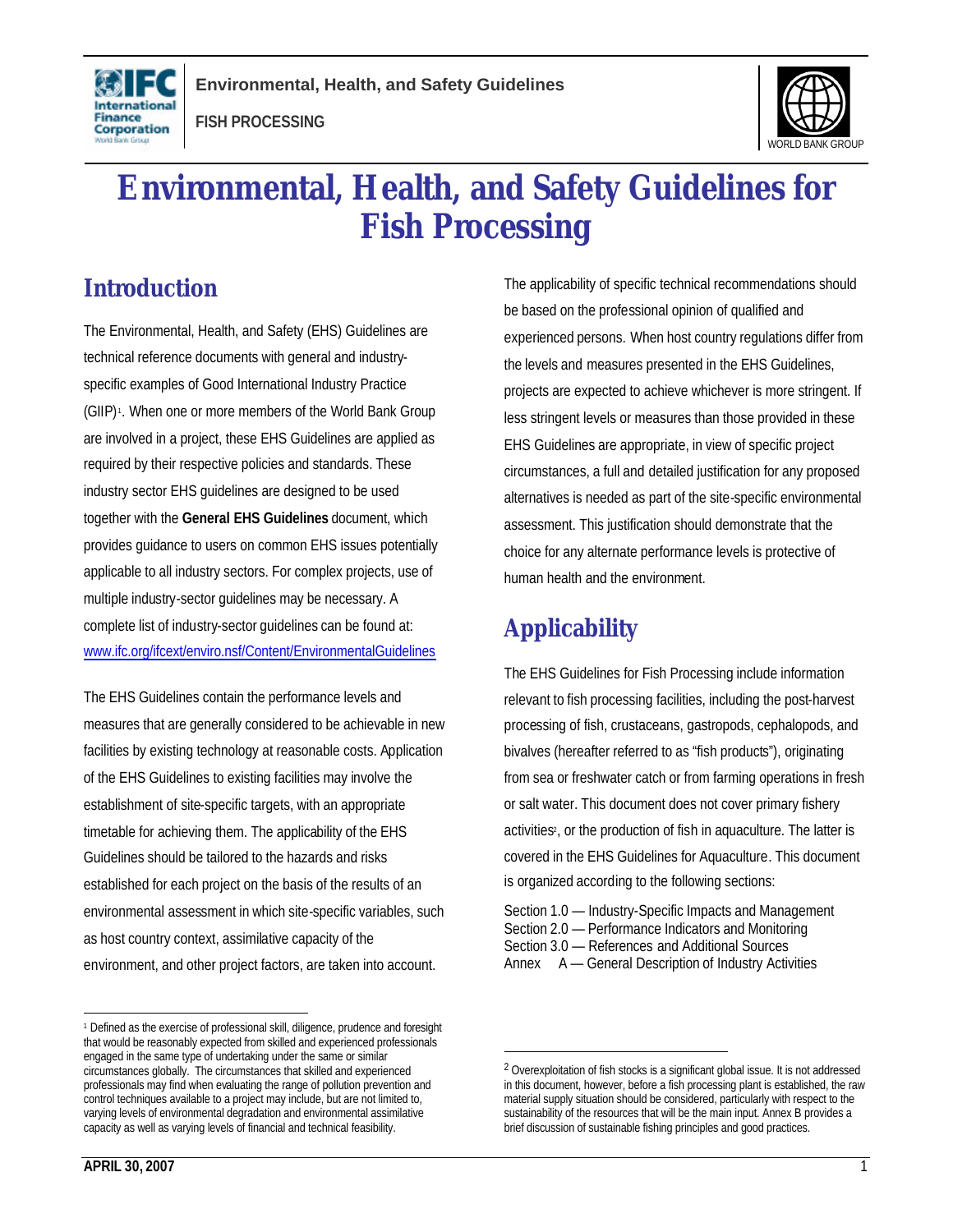# Environmental, Health, and Safety Guidelines for Fish Processing

## Introduction

The Environmental, Health, and Safety (EHS) Guidelines are technical reference documents with general and industry-specific examples of Good International Industry Practice (GIIP)[1]. When one or more members of the World Bank Group are involved in a project, these EHS Guidelines are applied as required by their respective policies and standards. These industry sector EHS guidelines are designed to be used together with the **General EHS Guidelines** document, which provides guidance to users on common EHS issues potentially applicable to all industry sectors. For complex projects, use of multiple industry-sector guidelines may be necessary. A complete list of industry-sector guidelines can be found at: www.ifc.org/ifcext/enviro.nsf/Content/EnvironmentalGuidelines

The EHS Guidelines contain the performance levels and measures that are generally considered to be achievable in new facilities by existing technology at reasonable costs. Application of the EHS Guidelines to existing facilities may involve the establishment of site-specific targets, with an appropriate timetable for achieving them. The applicability of the EHS Guidelines should be tailored to the hazards and risks established for each project on the basis of the results of an environmental assessment in which site-specific variables, such as host country context, assimilative capacity of the environment, and other project factors, are taken into account. The applicability of specific technical recommendations should be based on the professional opinion of qualified and experienced persons. When host country regulations differ from the levels and measures presented in the EHS Guidelines, projects are expected to achieve whichever is more stringent. If less stringent levels or measures than those provided in these EHS Guidelines are appropriate, in view of specific project circumstances, a full and detailed justification for any proposed alternatives is needed as part of the site-specific environmental assessment. This justification should demonstrate that the choice for any alternate performance levels is protective of human health and the environment.

## Applicability

The EHS Guidelines for Fish Processing include information relevant to fish processing facilities, including the post-harvest processing of fish, crustaceans, gastropods, cephalopods, and bivalves (hereafter referred to as "fish products"), originating from sea or freshwater catch or from farming operations in fresh or salt water. This document does not cover primary fishery activities[2], or the production of fish in aquaculture. The latter is covered in the EHS Guidelines for Aquaculture. This document is organized according to the following sections:

Section 1.0 — Industry-Specific Impacts and Management
Section 2.0 — Performance Indicators and Monitoring
Section 3.0 — References and Additional Sources
Annex A — General Description of Industry Activities

---

[1] Defined as the exercise of professional skill, diligence, prudence and foresight that would be reasonably expected from skilled and experienced professionals engaged in the same type of undertaking under the same or similar circumstances globally. The circumstances that skilled and experienced professionals may find when evaluating the range of pollution prevention and control techniques available to a project may include, but are not limited to, varying levels of environmental degradation and environmental assimilative capacity as well as varying levels of financial and technical feasibility.

[2] Overexploitation of fish stocks is a significant global issue. It is not addressed in this document, however, before a fish processing plant is established, the raw material supply situation should be considered, particularly with respect to the sustainability of the resources that will be the main input. Annex B provides a brief discussion of sustainable fishing principles and good practices.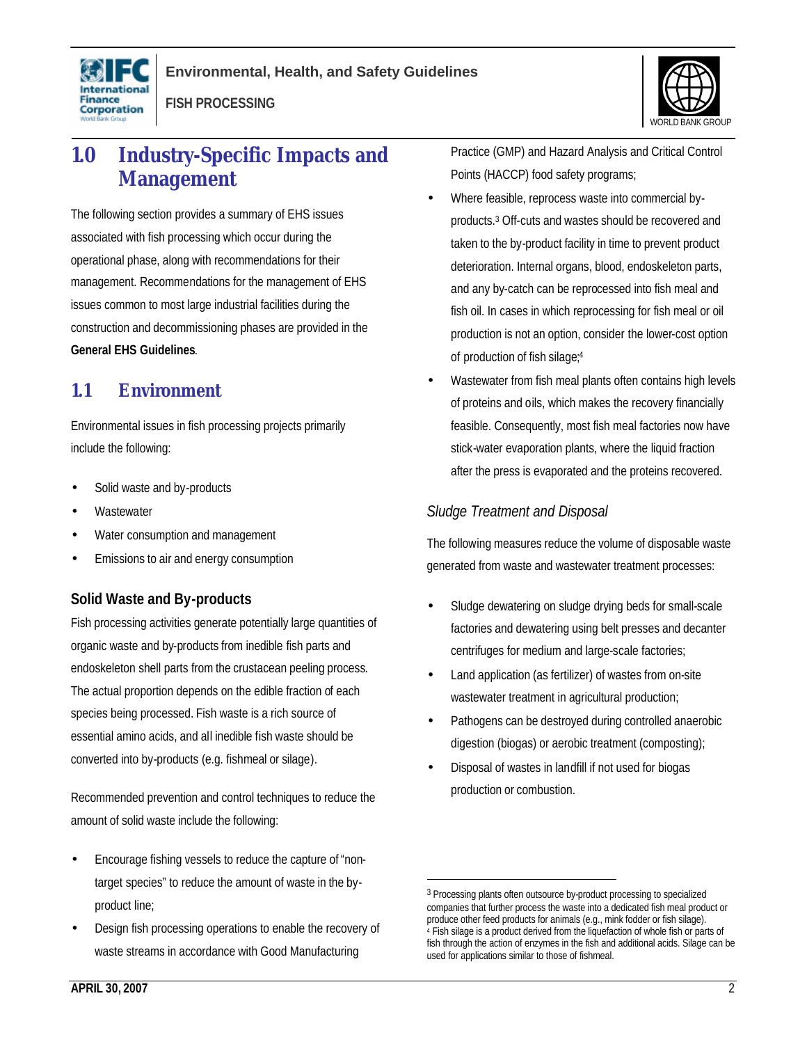# 1.0 Industry-Specific Impacts and Management

The following section provides a summary of EHS issues associated with fish processing which occur during the operational phase, along with recommendations for their management. Recommendations for the management of EHS issues common to most large industrial facilities during the construction and decommissioning phases are provided in the **General EHS Guidelines**.

## 1.1 Environment

Environmental issues in fish processing projects primarily include the following:

- Solid waste and by-products
- Wastewater
- Water consumption and management
- Emissions to air and energy consumption

### Solid Waste and By-products

Fish processing activities generate potentially large quantities of organic waste and by-products from inedible fish parts and endoskeleton shell parts from the crustacean peeling process. The actual proportion depends on the edible fraction of each species being processed. Fish waste is a rich source of essential amino acids, and all inedible fish waste should be converted into by-products (e.g. fishmeal or silage).

Recommended prevention and control techniques to reduce the amount of solid waste include the following:

- Encourage fishing vessels to reduce the capture of "non-target species" to reduce the amount of waste in the by-product line;
- Design fish processing operations to enable the recovery of waste streams in accordance with Good Manufacturing Practice (GMP) and Hazard Analysis and Critical Control Points (HACCP) food safety programs;
- Where feasible, reprocess waste into commercial by-products.[3] Off-cuts and wastes should be recovered and taken to the by-product facility in time to prevent product deterioration. Internal organs, blood, endoskeleton parts, and any by-catch can be reprocessed into fish meal and fish oil. In cases in which reprocessing for fish meal or oil production is not an option, consider the lower-cost option of production of fish silage;[4]
- Wastewater from fish meal plants often contains high levels of proteins and oils, which makes the recovery financially feasible. Consequently, most fish meal factories now have stick-water evaporation plants, where the liquid fraction after the press is evaporated and the proteins recovered.

*Sludge Treatment and Disposal*

The following measures reduce the volume of disposable waste generated from waste and wastewater treatment processes:

- Sludge dewatering on sludge drying beds for small-scale factories and dewatering using belt presses and decanter centrifuges for medium and large-scale factories;
- Land application (as fertilizer) of wastes from on-site wastewater treatment in agricultural production;
- Pathogens can be destroyed during controlled anaerobic digestion (biogas) or aerobic treatment (composting);
- Disposal of wastes in landfill if not used for biogas production or combustion.

---

[3] Processing plants often outsource by-product processing to specialized companies that further process the waste into a dedicated fish meal product or produce other feed products for animals (e.g., mink fodder or fish silage).

[4] Fish silage is a product derived from the liquefaction of whole fish or parts of fish through the action of enzymes in the fish and additional acids. Silage can be used for applications similar to those of fishmeal.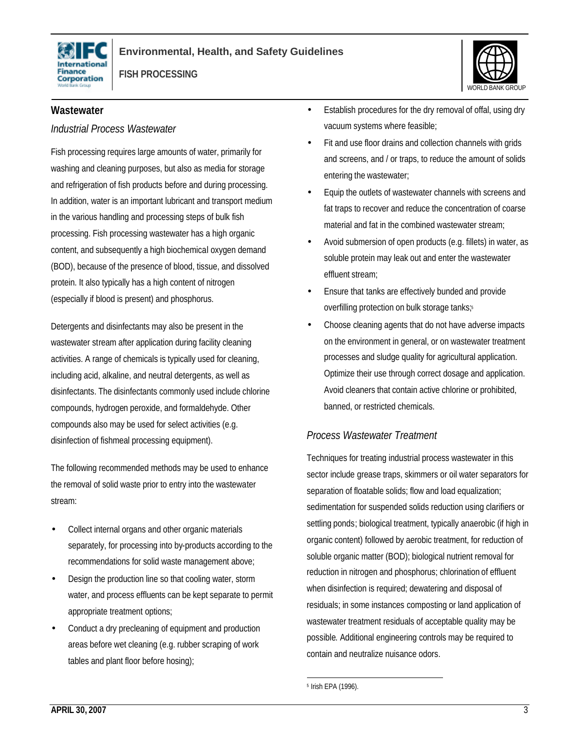## Wastewater

### *Industrial Process Wastewater*

Fish processing requires large amounts of water, primarily for washing and cleaning purposes, but also as media for storage and refrigeration of fish products before and during processing. In addition, water is an important lubricant and transport medium in the various handling and processing steps of bulk fish processing. Fish processing wastewater has a high organic content, and subsequently a high biochemical oxygen demand (BOD), because of the presence of blood, tissue, and dissolved protein. It also typically has a high content of nitrogen (especially if blood is present) and phosphorus.

Detergents and disinfectants may also be present in the wastewater stream after application during facility cleaning activities. A range of chemicals is typically used for cleaning, including acid, alkaline, and neutral detergents, as well as disinfectants. The disinfectants commonly used include chlorine compounds, hydrogen peroxide, and formaldehyde. Other compounds also may be used for select activities (e.g. disinfection of fishmeal processing equipment).

The following recommended methods may be used to enhance the removal of solid waste prior to entry into the wastewater stream:

- Collect internal organs and other organic materials separately, for processing into by-products according to the recommendations for solid waste management above;
- Design the production line so that cooling water, storm water, and process effluents can be kept separate to permit appropriate treatment options;
- Conduct a dry precleaning of equipment and production areas before wet cleaning (e.g. rubber scraping of work tables and plant floor before hosing);
- Establish procedures for the dry removal of offal, using dry vacuum systems where feasible;
- Fit and use floor drains and collection channels with grids and screens, and / or traps, to reduce the amount of solids entering the wastewater;
- Equip the outlets of wastewater channels with screens and fat traps to recover and reduce the concentration of coarse material and fat in the combined wastewater stream;
- Avoid submersion of open products (e.g. fillets) in water, as soluble protein may leak out and enter the wastewater effluent stream;
- Ensure that tanks are effectively bunded and provide overfilling protection on bulk storage tanks;[5]
- Choose cleaning agents that do not have adverse impacts on the environment in general, or on wastewater treatment processes and sludge quality for agricultural application. Optimize their use through correct dosage and application. Avoid cleaners that contain active chlorine or prohibited, banned, or restricted chemicals.

### *Process Wastewater Treatment*

Techniques for treating industrial process wastewater in this sector include grease traps, skimmers or oil water separators for separation of floatable solids; flow and load equalization; sedimentation for suspended solids reduction using clarifiers or settling ponds; biological treatment, typically anaerobic (if high in organic content) followed by aerobic treatment, for reduction of soluble organic matter (BOD); biological nutrient removal for reduction in nitrogen and phosphorus; chlorination of effluent when disinfection is required; dewatering and disposal of residuals; in some instances composting or land application of wastewater treatment residuals of acceptable quality may be possible. Additional engineering controls may be required to contain and neutralize nuisance odors.

[5] Irish EPA (1996).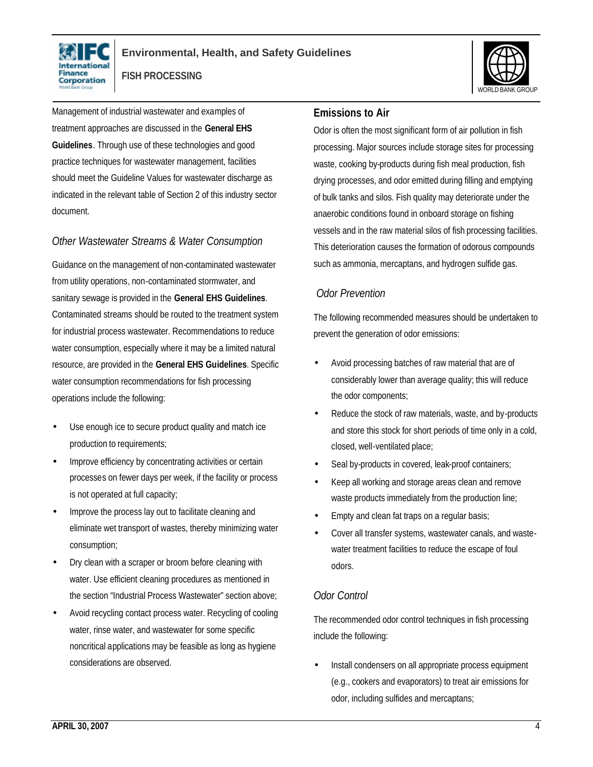Management of industrial wastewater and examples of treatment approaches are discussed in the **General EHS Guidelines**. Through use of these technologies and good practice techniques for wastewater management, facilities should meet the Guideline Values for wastewater discharge as indicated in the relevant table of Section 2 of this industry sector document.

### *Other Wastewater Streams & Water Consumption*

Guidance on the management of non-contaminated wastewater from utility operations, non-contaminated stormwater, and sanitary sewage is provided in the **General EHS Guidelines**. Contaminated streams should be routed to the treatment system for industrial process wastewater. Recommendations to reduce water consumption, especially where it may be a limited natural resource, are provided in the **General EHS Guidelines**. Specific water consumption recommendations for fish processing operations include the following:

- Use enough ice to secure product quality and match ice production to requirements;
- Improve efficiency by concentrating activities or certain processes on fewer days per week, if the facility or process is not operated at full capacity;
- Improve the process lay out to facilitate cleaning and eliminate wet transport of wastes, thereby minimizing water consumption;
- Dry clean with a scraper or broom before cleaning with water. Use efficient cleaning procedures as mentioned in the section "Industrial Process Wastewater" section above;
- Avoid recycling contact process water. Recycling of cooling water, rinse water, and wastewater for some specific noncritical applications may be feasible as long as hygiene considerations are observed.

## Emissions to Air

Odor is often the most significant form of air pollution in fish processing. Major sources include storage sites for processing waste, cooking by-products during fish meal production, fish drying processes, and odor emitted during filling and emptying of bulk tanks and silos. Fish quality may deteriorate under the anaerobic conditions found in onboard storage on fishing vessels and in the raw material silos of fish processing facilities. This deterioration causes the formation of odorous compounds such as ammonia, mercaptans, and hydrogen sulfide gas.

### *Odor Prevention*

The following recommended measures should be undertaken to prevent the generation of odor emissions:

- Avoid processing batches of raw material that are of considerably lower than average quality; this will reduce the odor components;
- Reduce the stock of raw materials, waste, and by-products and store this stock for short periods of time only in a cold, closed, well-ventilated place;
- Seal by-products in covered, leak-proof containers;
- Keep all working and storage areas clean and remove waste products immediately from the production line;
- Empty and clean fat traps on a regular basis;
- Cover all transfer systems, wastewater canals, and waste-water treatment facilities to reduce the escape of foul odors.

### *Odor Control*

The recommended odor control techniques in fish processing include the following:

- Install condensers on all appropriate process equipment (e.g., cookers and evaporators) to treat air emissions for odor, including sulfides and mercaptans;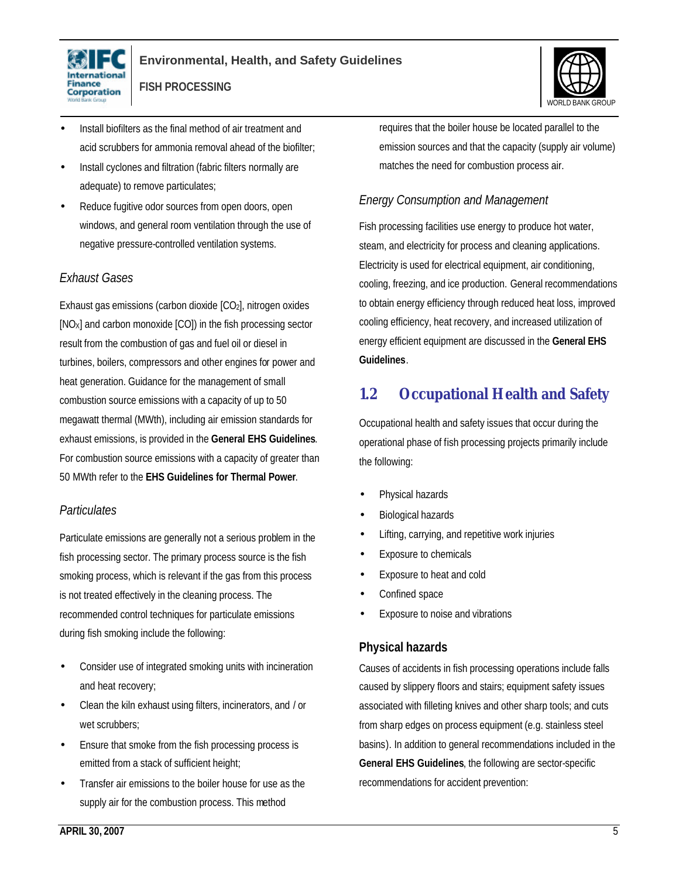- Install biofilters as the final method of air treatment and acid scrubbers for ammonia removal ahead of the biofilter;
- Install cyclones and filtration (fabric filters normally are adequate) to remove particulates;
- Reduce fugitive odor sources from open doors, open windows, and general room ventilation through the use of negative pressure-controlled ventilation systems.

### *Exhaust Gases*

Exhaust gas emissions (carbon dioxide [$CO_2$], nitrogen oxides [$NO_X$] and carbon monoxide [CO]) in the fish processing sector result from the combustion of gas and fuel oil or diesel in turbines, boilers, compressors and other engines for power and heat generation. Guidance for the management of small combustion source emissions with a capacity of up to 50 megawatt thermal (MWth), including air emission standards for exhaust emissions, is provided in the **General EHS Guidelines**. For combustion source emissions with a capacity of greater than 50 MWth refer to the **EHS Guidelines for Thermal Power**.

### *Particulates*

Particulate emissions are generally not a serious problem in the fish processing sector. The primary process source is the fish smoking process, which is relevant if the gas from this process is not treated effectively in the cleaning process. The recommended control techniques for particulate emissions during fish smoking include the following:

- Consider use of integrated smoking units with incineration and heat recovery;
- Clean the kiln exhaust using filters, incinerators, and / or wet scrubbers;
- Ensure that smoke from the fish processing process is emitted from a stack of sufficient height;
- Transfer air emissions to the boiler house for use as the supply air for the combustion process. This method requires that the boiler house be located parallel to the emission sources and that the capacity (supply air volume) matches the need for combustion process air.

### *Energy Consumption and Management*

Fish processing facilities use energy to produce hot water, steam, and electricity for process and cleaning applications. Electricity is used for electrical equipment, air conditioning, cooling, freezing, and ice production. General recommendations to obtain energy efficiency through reduced heat loss, improved cooling efficiency, heat recovery, and increased utilization of energy efficient equipment are discussed in the **General EHS Guidelines**.

## 1.2 Occupational Health and Safety

Occupational health and safety issues that occur during the operational phase of fish processing projects primarily include the following:

- Physical hazards
- Biological hazards
- Lifting, carrying, and repetitive work injuries
- Exposure to chemicals
- Exposure to heat and cold
- Confined space
- Exposure to noise and vibrations

### Physical hazards

Causes of accidents in fish processing operations include falls caused by slippery floors and stairs; equipment safety issues associated with filleting knives and other sharp tools; and cuts from sharp edges on process equipment (e.g. stainless steel basins). In addition to general recommendations included in the **General EHS Guidelines**, the following are sector-specific recommendations for accident prevention: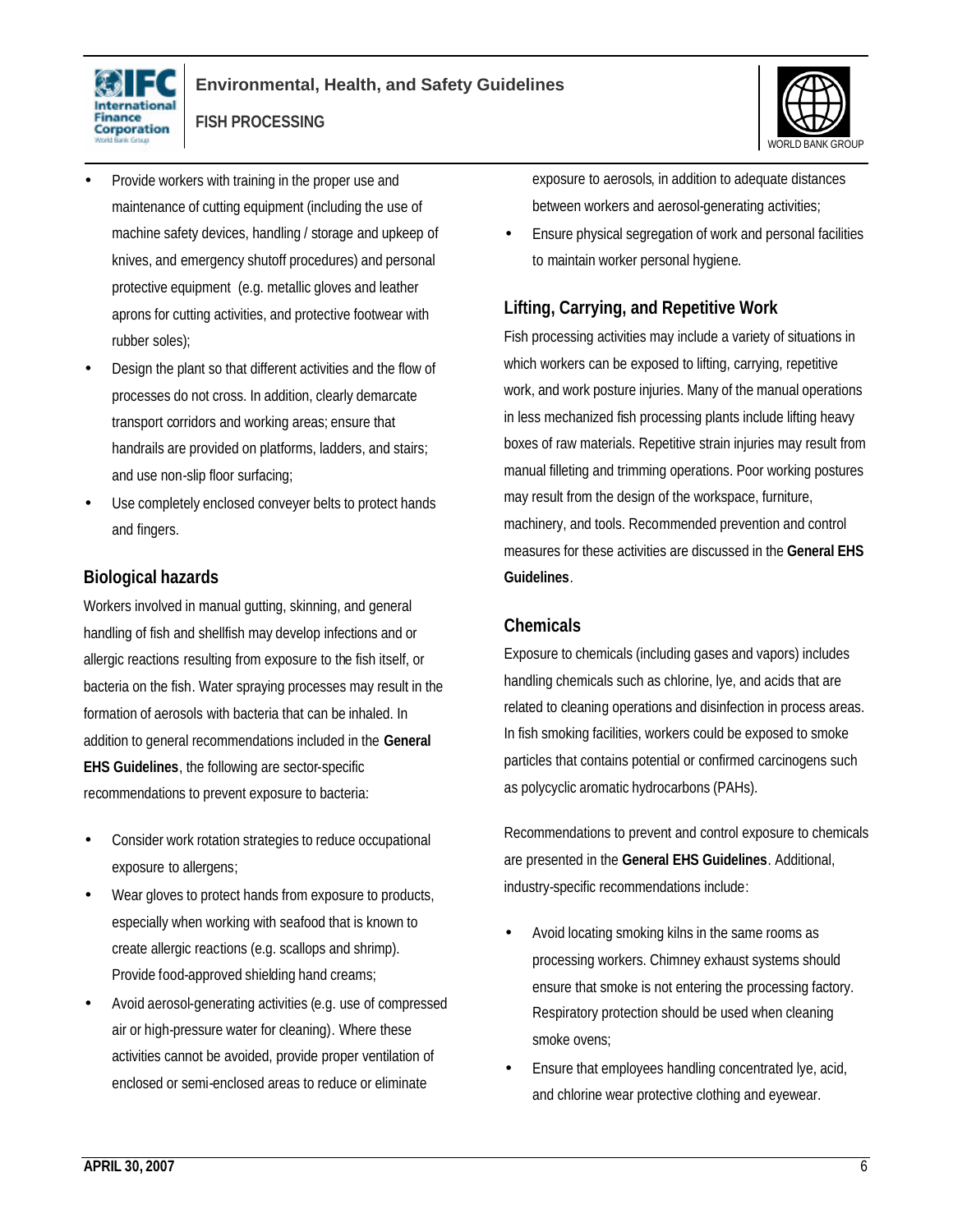- Provide workers with training in the proper use and maintenance of cutting equipment (including the use of machine safety devices, handling / storage and upkeep of knives, and emergency shutoff procedures) and personal protective equipment (e.g. metallic gloves and leather aprons for cutting activities, and protective footwear with rubber soles);
- Design the plant so that different activities and the flow of processes do not cross. In addition, clearly demarcate transport corridors and working areas; ensure that handrails are provided on platforms, ladders, and stairs; and use non-slip floor surfacing;
- Use completely enclosed conveyer belts to protect hands and fingers.

### Biological hazards

Workers involved in manual gutting, skinning, and general handling of fish and shellfish may develop infections and or allergic reactions resulting from exposure to the fish itself, or bacteria on the fish. Water spraying processes may result in the formation of aerosols with bacteria that can be inhaled. In addition to general recommendations included in the **General EHS Guidelines**, the following are sector-specific recommendations to prevent exposure to bacteria:

- Consider work rotation strategies to reduce occupational exposure to allergens;
- Wear gloves to protect hands from exposure to products, especially when working with seafood that is known to create allergic reactions (e.g. scallops and shrimp). Provide food-approved shielding hand creams;
- Avoid aerosol-generating activities (e.g. use of compressed air or high-pressure water for cleaning). Where these activities cannot be avoided, provide proper ventilation of enclosed or semi-enclosed areas to reduce or eliminate exposure to aerosols, in addition to adequate distances between workers and aerosol-generating activities;
- Ensure physical segregation of work and personal facilities to maintain worker personal hygiene.

### Lifting, Carrying, and Repetitive Work

Fish processing activities may include a variety of situations in which workers can be exposed to lifting, carrying, repetitive work, and work posture injuries. Many of the manual operations in less mechanized fish processing plants include lifting heavy boxes of raw materials. Repetitive strain injuries may result from manual filleting and trimming operations. Poor working postures may result from the design of the workspace, furniture, machinery, and tools. Recommended prevention and control measures for these activities are discussed in the **General EHS Guidelines**.

### Chemicals

Exposure to chemicals (including gases and vapors) includes handling chemicals such as chlorine, lye, and acids that are related to cleaning operations and disinfection in process areas. In fish smoking facilities, workers could be exposed to smoke particles that contains potential or confirmed carcinogens such as polycyclic aromatic hydrocarbons (PAHs).

Recommendations to prevent and control exposure to chemicals are presented in the **General EHS Guidelines**. Additional, industry-specific recommendations include:

- Avoid locating smoking kilns in the same rooms as processing workers. Chimney exhaust systems should ensure that smoke is not entering the processing factory. Respiratory protection should be used when cleaning smoke ovens;
- Ensure that employees handling concentrated lye, acid, and chlorine wear protective clothing and eyewear.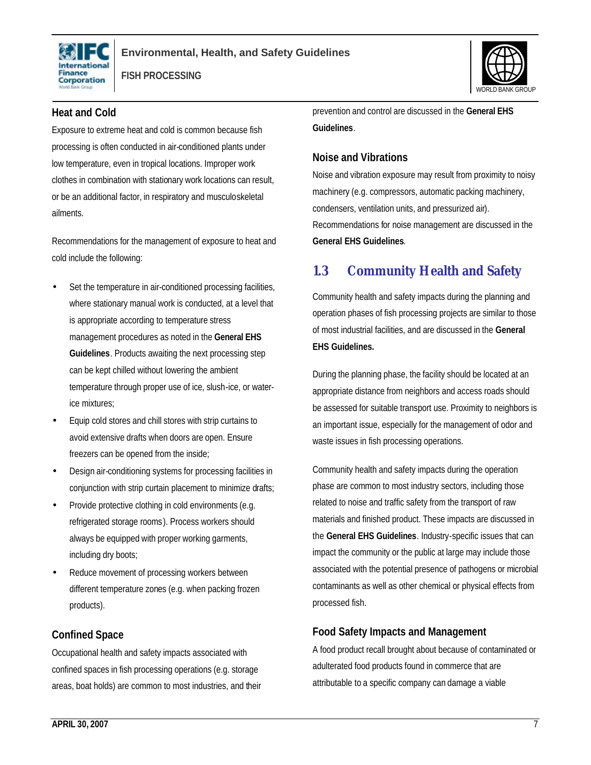### Heat and Cold

Exposure to extreme heat and cold is common because fish processing is often conducted in air-conditioned plants under low temperature, even in tropical locations. Improper work clothes in combination with stationary work locations can result, or be an additional factor, in respiratory and musculoskeletal ailments.

Recommendations for the management of exposure to heat and cold include the following:

- Set the temperature in air-conditioned processing facilities, where stationary manual work is conducted, at a level that is appropriate according to temperature stress management procedures as noted in the **General EHS Guidelines**. Products awaiting the next processing step can be kept chilled without lowering the ambient temperature through proper use of ice, slush-ice, or water-ice mixtures;
- Equip cold stores and chill stores with strip curtains to avoid extensive drafts when doors are open. Ensure freezers can be opened from the inside;
- Design air-conditioning systems for processing facilities in conjunction with strip curtain placement to minimize drafts;
- Provide protective clothing in cold environments (e.g. refrigerated storage rooms). Process workers should always be equipped with proper working garments, including dry boots;
- Reduce movement of processing workers between different temperature zones (e.g. when packing frozen products).

### Confined Space

Occupational health and safety impacts associated with confined spaces in fish processing operations (e.g. storage areas, boat holds) are common to most industries, and their prevention and control are discussed in the **General EHS Guidelines**.

### Noise and Vibrations

Noise and vibration exposure may result from proximity to noisy machinery (e.g. compressors, automatic packing machinery, condensers, ventilation units, and pressurized air). Recommendations for noise management are discussed in the **General EHS Guidelines**.

## 1.3 Community Health and Safety

Community health and safety impacts during the planning and operation phases of fish processing projects are similar to those of most industrial facilities, and are discussed in the **General EHS Guidelines.**

During the planning phase, the facility should be located at an appropriate distance from neighbors and access roads should be assessed for suitable transport use. Proximity to neighbors is an important issue, especially for the management of odor and waste issues in fish processing operations.

Community health and safety impacts during the operation phase are common to most industry sectors, including those related to noise and traffic safety from the transport of raw materials and finished product. These impacts are discussed in the **General EHS Guidelines**. Industry-specific issues that can impact the community or the public at large may include those associated with the potential presence of pathogens or microbial contaminants as well as other chemical or physical effects from processed fish.

### Food Safety Impacts and Management

A food product recall brought about because of contaminated or adulterated food products found in commerce that are attributable to a specific company can damage a viable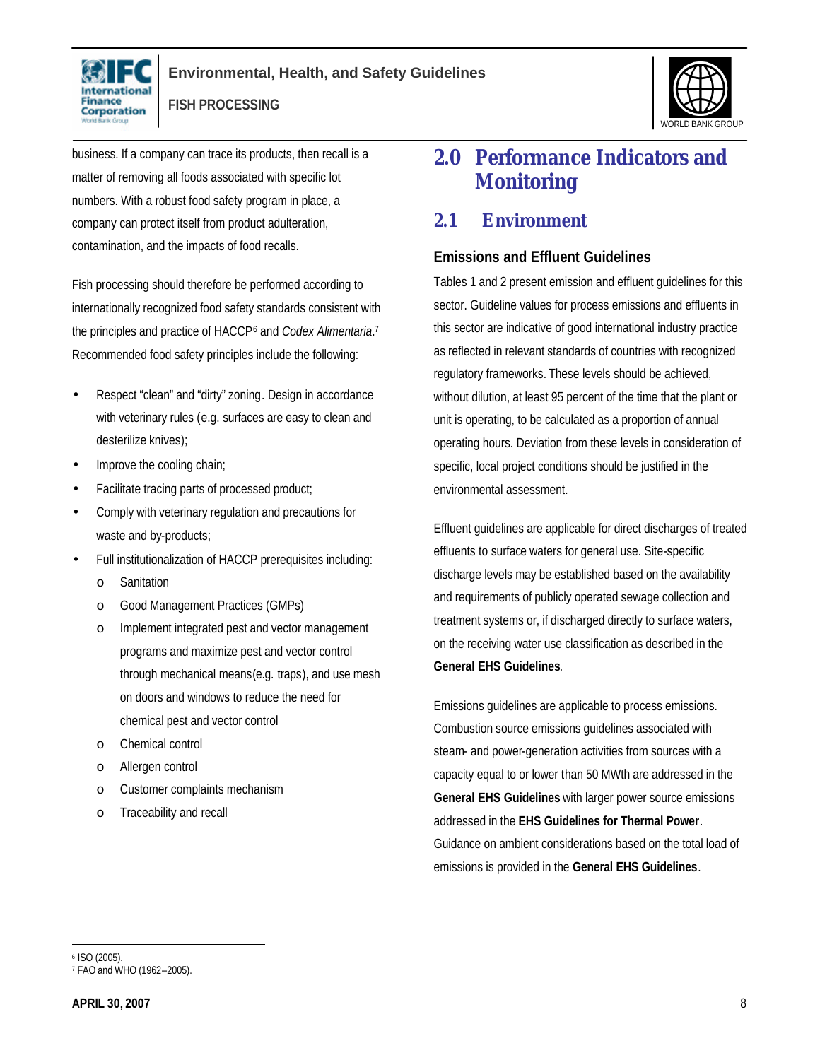business. If a company can trace its products, then recall is a matter of removing all foods associated with specific lot numbers. With a robust food safety program in place, a company can protect itself from product adulteration, contamination, and the impacts of food recalls.

Fish processing should therefore be performed according to internationally recognized food safety standards consistent with the principles and practice of HACCP[6] and *Codex Alimentaria*.[7] Recommended food safety principles include the following:

- Respect "clean" and "dirty" zoning. Design in accordance with veterinary rules (e.g. surfaces are easy to clean and desterilize knives);
- Improve the cooling chain;
- Facilitate tracing parts of processed product;
- Comply with veterinary regulation and precautions for waste and by-products;
- Full institutionalization of HACCP prerequisites including:
  - Sanitation
  - Good Management Practices (GMPs)
  - Implement integrated pest and vector management programs and maximize pest and vector control through mechanical means(e.g. traps), and use mesh on doors and windows to reduce the need for chemical pest and vector control
  - Chemical control
  - Allergen control
  - Customer complaints mechanism
  - Traceability and recall

# 2.0 Performance Indicators and Monitoring

## 2.1 Environment

### Emissions and Effluent Guidelines

Tables 1 and 2 present emission and effluent guidelines for this sector. Guideline values for process emissions and effluents in this sector are indicative of good international industry practice as reflected in relevant standards of countries with recognized regulatory frameworks. These levels should be achieved, without dilution, at least 95 percent of the time that the plant or unit is operating, to be calculated as a proportion of annual operating hours. Deviation from these levels in consideration of specific, local project conditions should be justified in the environmental assessment.

Effluent guidelines are applicable for direct discharges of treated effluents to surface waters for general use. Site-specific discharge levels may be established based on the availability and requirements of publicly operated sewage collection and treatment systems or, if discharged directly to surface waters, on the receiving water use classification as described in the **General EHS Guidelines**.

Emissions guidelines are applicable to process emissions. Combustion source emissions guidelines associated with steam- and power-generation activities from sources with a capacity equal to or lower than 50 MWth are addressed in the **General EHS Guidelines** with larger power source emissions addressed in the **EHS Guidelines for Thermal Power**. Guidance on ambient considerations based on the total load of emissions is provided in the **General EHS Guidelines**.

---

[6] ISO (2005).

[7] FAO and WHO (1962–2005).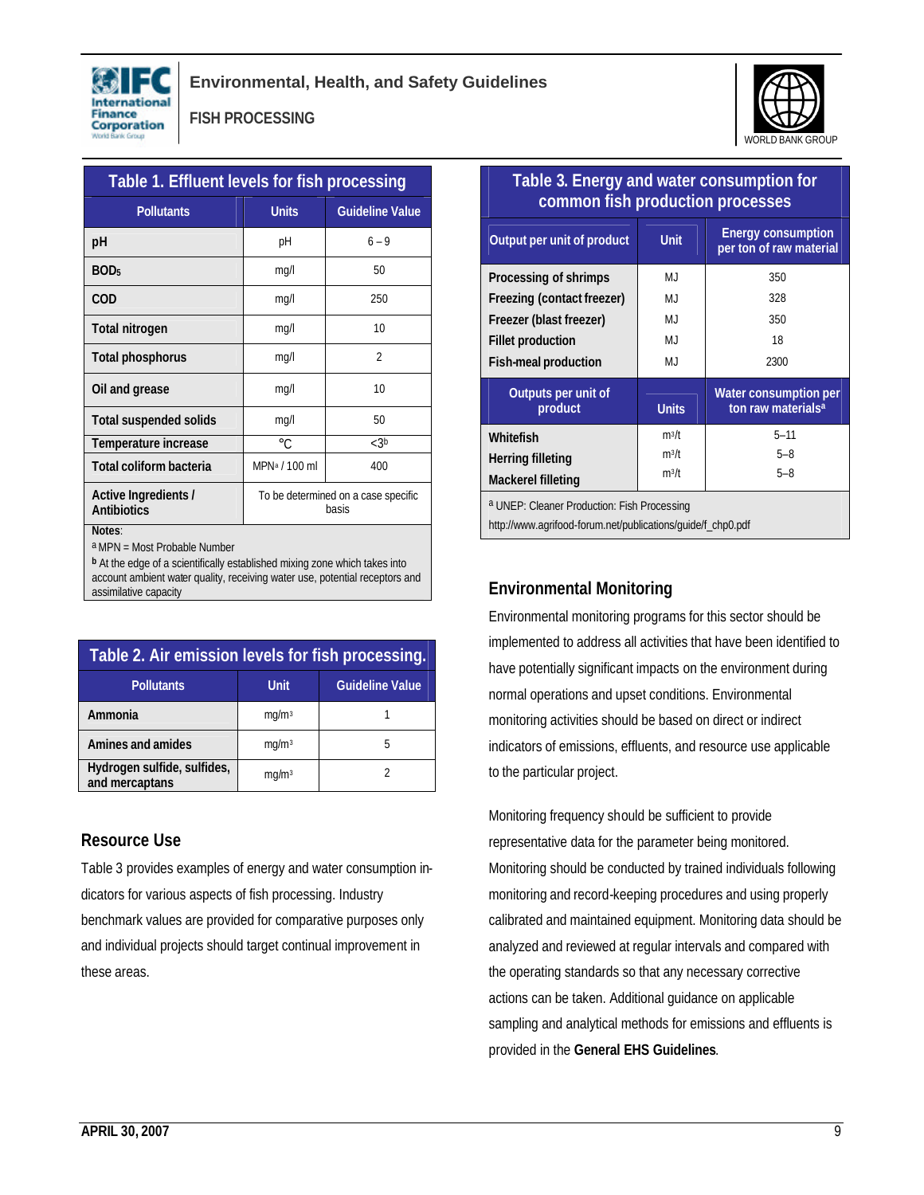**Table 1. Effluent levels for fish processing**

| Pollutants | Units | Guideline Value |
|---|---|---|
| pH | pH | 6 – 9 |
| $BOD_5$ | mg/l | 50 |
| COD | mg/l | 250 |
| Total nitrogen | mg/l | 10 |
| Total phosphorus | mg/l | 2 |
| Oil and grease | mg/l | 10 |
| Total suspended solids | mg/l | 50 |
| Temperature increase | °C | <3[b] |
| Total coliform bacteria | MPN[a] / 100 ml | 400 |
| Active Ingredients / Antibiotics | To be determined on a case specific basis | |

Notes:
[a] MPN = Most Probable Number
[b] At the edge of a scientifically established mixing zone which takes into account ambient water quality, receiving water use, potential receptors and assimilative capacity

**Table 2. Air emission levels for fish processing.**

| Pollutants | Unit | Guideline Value |
|---|---|---|
| Ammonia | $mg/m^3$ | 1 |
| Amines and amides | $mg/m^3$ | 5 |
| Hydrogen sulfide, sulfides, and mercaptans | $mg/m^3$ | 2 |

## Resource Use

Table 3 provides examples of energy and water consumption indicators for various aspects of fish processing. Industry benchmark values are provided for comparative purposes only and individual projects should target continual improvement in these areas.

**Table 3. Energy and water consumption for common fish production processes**

| Output per unit of product | Unit | Energy consumption per ton of raw material |
|---|---|---|
| Processing of shrimps | MJ | 350 |
| Freezing (contact freezer) | MJ | 328 |
| Freezer (blast freezer) | MJ | 350 |
| Fillet production | MJ | 18 |
| Fish-meal production | MJ | 2300 |
| **Outputs per unit of product** | **Units** | **Water consumption per ton raw materials[a]** |
| Whitefish | $m^3/t$ | 5–11 |
| Herring filleting | $m^3/t$ | 5–8 |
| Mackerel filleting | $m^3/t$ | 5–8 |

[a] UNEP: Cleaner Production: Fish Processing http://www.agrifood-forum.net/publications/guide/f_chp0.pdf

## Environmental Monitoring

Environmental monitoring programs for this sector should be implemented to address all activities that have been identified to have potentially significant impacts on the environment during normal operations and upset conditions. Environmental monitoring activities should be based on direct or indirect indicators of emissions, effluents, and resource use applicable to the particular project.

Monitoring frequency should be sufficient to provide representative data for the parameter being monitored. Monitoring should be conducted by trained individuals following monitoring and record-keeping procedures and using properly calibrated and maintained equipment. Monitoring data should be analyzed and reviewed at regular intervals and compared with the operating standards so that any necessary corrective actions can be taken. Additional guidance on applicable sampling and analytical methods for emissions and effluents is provided in the **General EHS Guidelines**.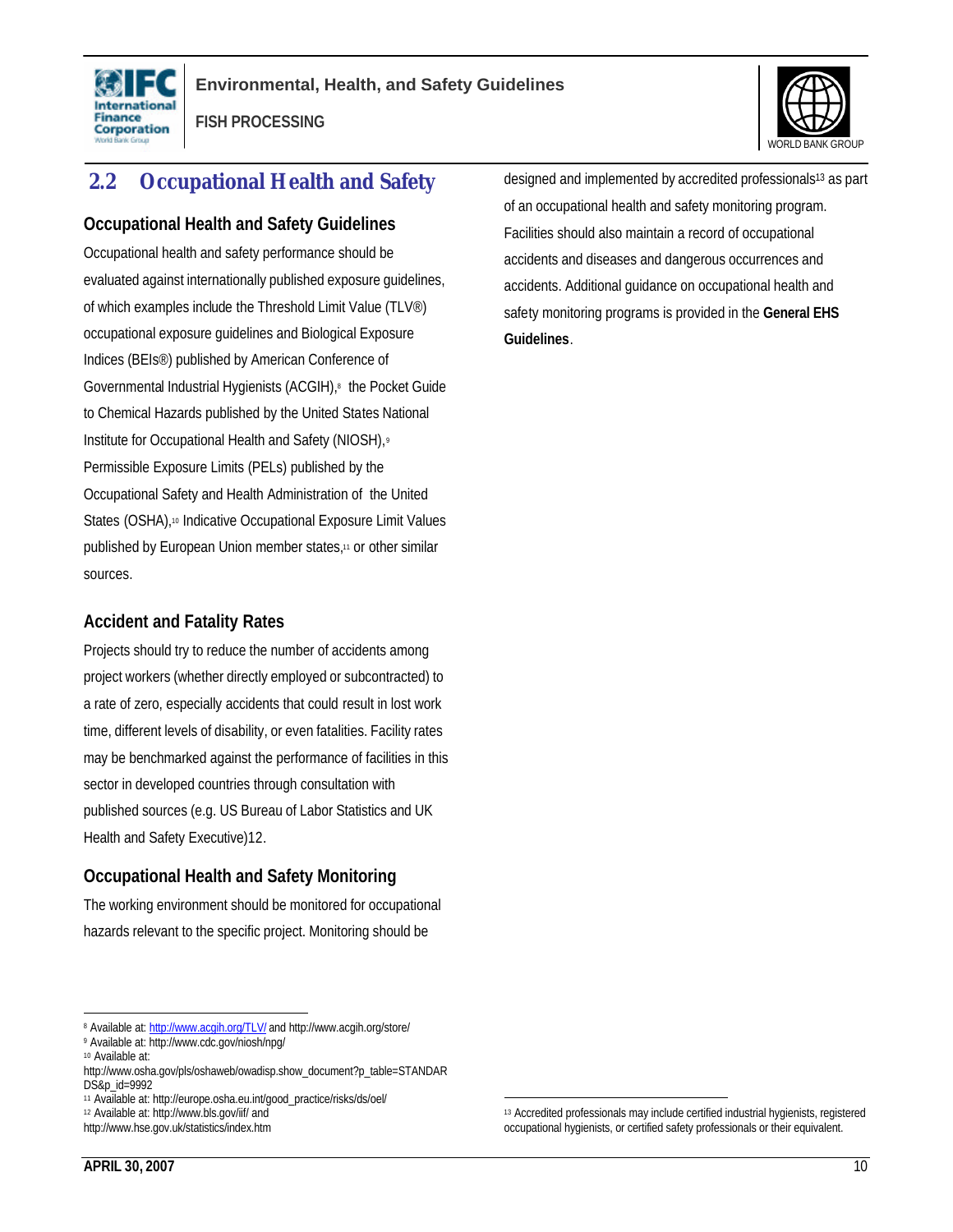## 2.2 Occupational Health and Safety

### Occupational Health and Safety Guidelines

Occupational health and safety performance should be evaluated against internationally published exposure guidelines, of which examples include the Threshold Limit Value (TLV®) occupational exposure guidelines and Biological Exposure Indices (BEIs®) published by American Conference of Governmental Industrial Hygienists (ACGIH),[8] the Pocket Guide to Chemical Hazards published by the United States National Institute for Occupational Health and Safety (NIOSH),[9] Permissible Exposure Limits (PELs) published by the Occupational Safety and Health Administration of the United States (OSHA),[10] Indicative Occupational Exposure Limit Values published by European Union member states,[11] or other similar sources.

### Accident and Fatality Rates

Projects should try to reduce the number of accidents among project workers (whether directly employed or subcontracted) to a rate of zero, especially accidents that could result in lost work time, different levels of disability, or even fatalities. Facility rates may be benchmarked against the performance of facilities in this sector in developed countries through consultation with published sources (e.g. US Bureau of Labor Statistics and UK Health and Safety Executive)12.

### Occupational Health and Safety Monitoring

The working environment should be monitored for occupational hazards relevant to the specific project. Monitoring should be designed and implemented by accredited professionals[13] as part of an occupational health and safety monitoring program. Facilities should also maintain a record of occupational accidents and diseases and dangerous occurrences and accidents. Additional guidance on occupational health and safety monitoring programs is provided in the **General EHS Guidelines**.

---

[8] Available at: http://www.acgih.org/TLV/ and http://www.acgih.org/store/

[9] Available at: http://www.cdc.gov/niosh/npg/

[10] Available at: http://www.osha.gov/pls/oshaweb/owadisp.show_document?p_table=STANDARDS&p_id=9992

[11] Available at: http://europe.osha.eu.int/good_practice/risks/ds/oel/

[12] Available at: http://www.bls.gov/iif/ and http://www.hse.gov.uk/statistics/index.htm

[13] Accredited professionals may include certified industrial hygienists, registered occupational hygienists, or certified safety professionals or their equivalent.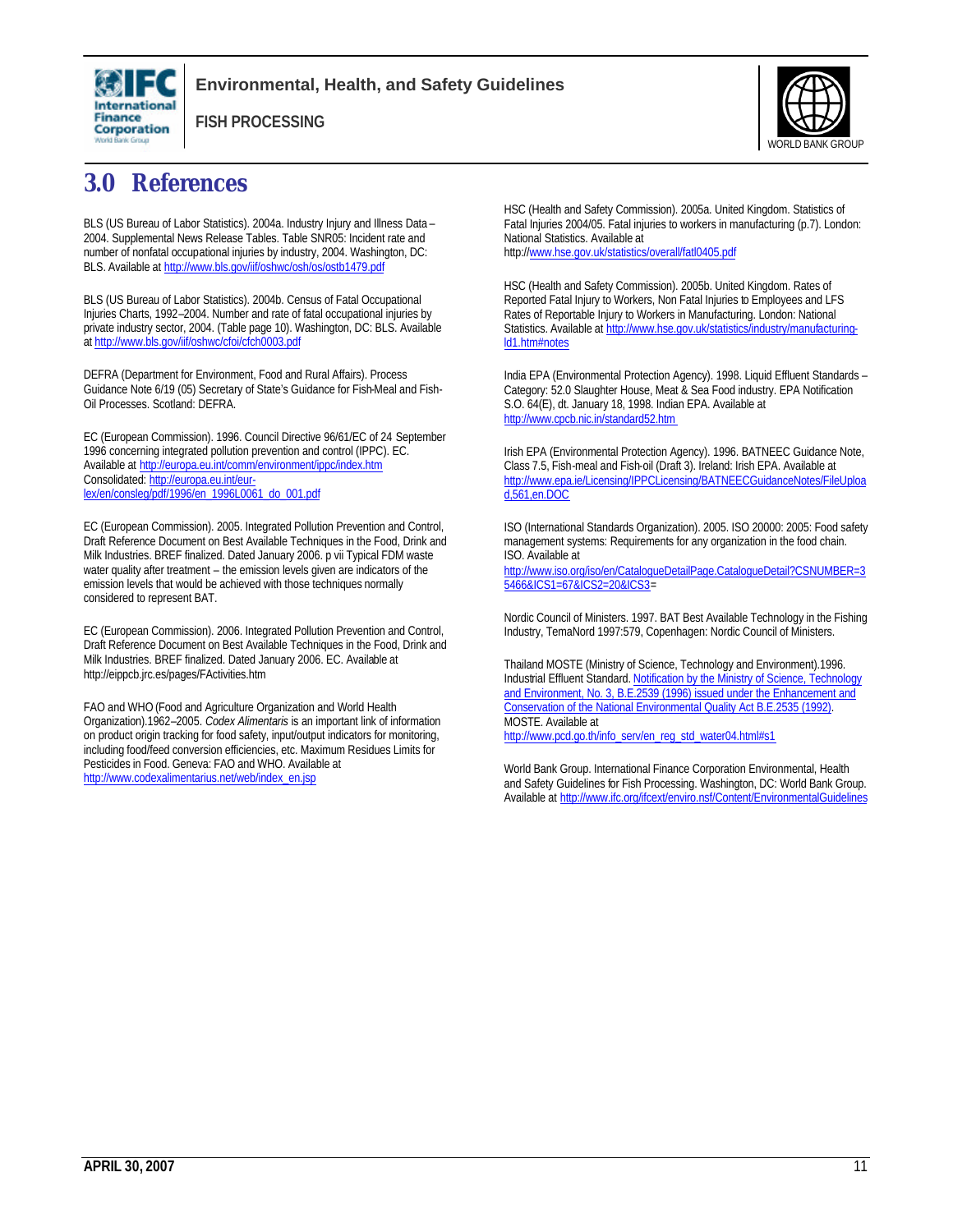# 3.0 References

BLS (US Bureau of Labor Statistics). 2004a. Industry Injury and Illness Data – 2004. Supplemental News Release Tables. Table SNR05: Incident rate and number of nonfatal occupational injuries by industry, 2004. Washington, DC: BLS. Available at http://www.bls.gov/iif/oshwc/osh/os/ostb1479.pdf

BLS (US Bureau of Labor Statistics). 2004b. Census of Fatal Occupational Injuries Charts, 1992–2004. Number and rate of fatal occupational injuries by private industry sector, 2004. (Table page 10). Washington, DC: BLS. Available at http://www.bls.gov/iif/oshwc/cfoi/cfch0003.pdf

DEFRA (Department for Environment, Food and Rural Affairs). Process Guidance Note 6/19 (05) Secretary of State's Guidance for Fish-Meal and Fish-Oil Processes. Scotland: DEFRA.

EC (European Commission). 1996. Council Directive 96/61/EC of 24 September 1996 concerning integrated pollution prevention and control (IPPC). EC. Available at http://europa.eu.int/comm/environment/ippc/index.htm Consolidated: http://europa.eu.int/eur-lex/en/consleg/pdf/1996/en_1996L0061_do_001.pdf

EC (European Commission). 2005. Integrated Pollution Prevention and Control, Draft Reference Document on Best Available Techniques in the Food, Drink and Milk Industries. BREF finalized. Dated January 2006. p vii Typical FDM waste water quality after treatment – the emission levels given are indicators of the emission levels that would be achieved with those techniques normally considered to represent BAT.

EC (European Commission). 2006. Integrated Pollution Prevention and Control, Draft Reference Document on Best Available Techniques in the Food, Drink and Milk Industries. BREF finalized. Dated January 2006. EC. Available at http://eippcb.jrc.es/pages/FActivities.htm

FAO and WHO (Food and Agriculture Organization and World Health Organization).1962–2005. *Codex Alimentaris* is an important link of information on product origin tracking for food safety, input/output indicators for monitoring, including food/feed conversion efficiencies, etc. Maximum Residues Limits for Pesticides in Food. Geneva: FAO and WHO. Available at http://www.codexalimentarius.net/web/index_en.jsp

HSC (Health and Safety Commission). 2005a. United Kingdom. Statistics of Fatal Injuries 2004/05. Fatal injuries to workers in manufacturing (p.7). London: National Statistics. Available at http://www.hse.gov.uk/statistics/overall/fatl0405.pdf

HSC (Health and Safety Commission). 2005b. United Kingdom. Rates of Reported Fatal Injury to Workers, Non Fatal Injuries to Employees and LFS Rates of Reportable Injury to Workers in Manufacturing. London: National Statistics. Available at http://www.hse.gov.uk/statistics/industry/manufacturing-ld1.htm#notes

India EPA (Environmental Protection Agency). 1998. Liquid Effluent Standards – Category: 52.0 Slaughter House, Meat & Sea Food industry. EPA Notification S.O. 64(E), dt. January 18, 1998. Indian EPA. Available at http://www.cpcb.nic.in/standard52.htm

Irish EPA (Environmental Protection Agency). 1996. BATNEEC Guidance Note, Class 7.5, Fish-meal and Fish-oil (Draft 3). Ireland: Irish EPA. Available at http://www.epa.ie/Licensing/IPPCLicensing/BATNEECGuidanceNotes/FileUpload,561,en.DOC

ISO (International Standards Organization). 2005. ISO 20000: 2005: Food safety management systems: Requirements for any organization in the food chain. ISO. Available at http://www.iso.org/iso/en/CatalogueDetailPage.CatalogueDetail?CSNUMBER=35466&ICS1=67&ICS2=20&ICS3=

Nordic Council of Ministers. 1997. BAT Best Available Technology in the Fishing Industry, TemaNord 1997:579, Copenhagen: Nordic Council of Ministers.

Thailand MOSTE (Ministry of Science, Technology and Environment).1996. Industrial Effluent Standard. Notification by the Ministry of Science, Technology and Environment, No. 3, B.E.2539 (1996) issued under the Enhancement and Conservation of the National Environmental Quality Act B.E.2535 (1992). MOSTE. Available at http://www.pcd.go.th/info_serv/en_reg_std_water04.html#s1

World Bank Group. International Finance Corporation Environmental, Health and Safety Guidelines for Fish Processing. Washington, DC: World Bank Group. Available at http://www.ifc.org/ifcext/enviro.nsf/Content/EnvironmentalGuidelines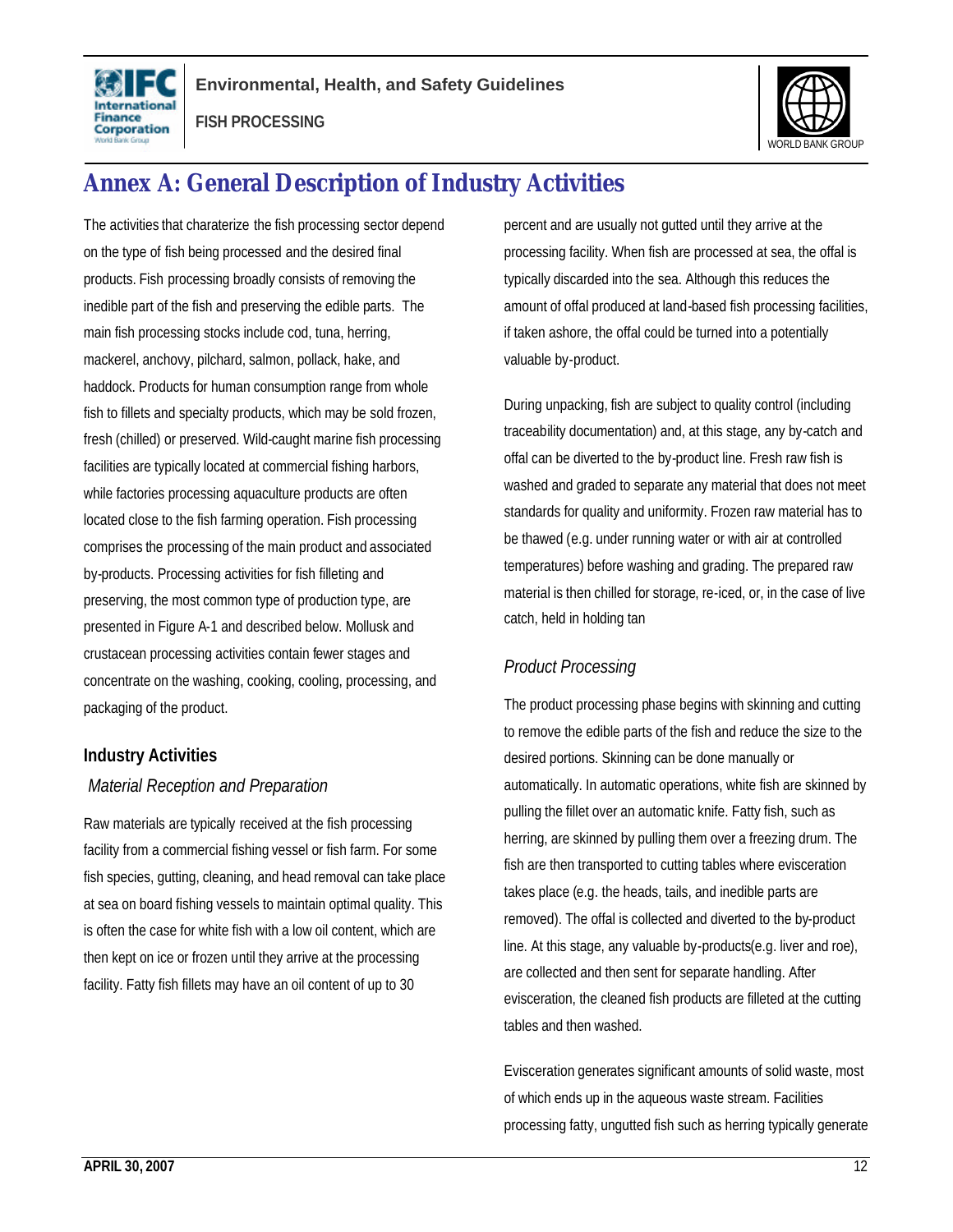# Annex A: General Description of Industry Activities

The activities that charaterize the fish processing sector depend on the type of fish being processed and the desired final products. Fish processing broadly consists of removing the inedible part of the fish and preserving the edible parts. The main fish processing stocks include cod, tuna, herring, mackerel, anchovy, pilchard, salmon, pollack, hake, and haddock. Products for human consumption range from whole fish to fillets and specialty products, which may be sold frozen, fresh (chilled) or preserved. Wild-caught marine fish processing facilities are typically located at commercial fishing harbors, while factories processing aquaculture products are often located close to the fish farming operation. Fish processing comprises the processing of the main product and associated by-products. Processing activities for fish filleting and preserving, the most common type of production type, are presented in Figure A-1 and described below. Mollusk and crustacean processing activities contain fewer stages and concentrate on the washing, cooking, cooling, processing, and packaging of the product.

## Industry Activities

### *Material Reception and Preparation*

Raw materials are typically received at the fish processing facility from a commercial fishing vessel or fish farm. For some fish species, gutting, cleaning, and head removal can take place at sea on board fishing vessels to maintain optimal quality. This is often the case for white fish with a low oil content, which are then kept on ice or frozen until they arrive at the processing facility. Fatty fish fillets may have an oil content of up to 30 percent and are usually not gutted until they arrive at the processing facility. When fish are processed at sea, the offal is typically discarded into the sea. Although this reduces the amount of offal produced at land-based fish processing facilities, if taken ashore, the offal could be turned into a potentially valuable by-product.

During unpacking, fish are subject to quality control (including traceability documentation) and, at this stage, any by-catch and offal can be diverted to the by-product line. Fresh raw fish is washed and graded to separate any material that does not meet standards for quality and uniformity. Frozen raw material has to be thawed (e.g. under running water or with air at controlled temperatures) before washing and grading. The prepared raw material is then chilled for storage, re-iced, or, in the case of live catch, held in holding tan

### *Product Processing*

The product processing phase begins with skinning and cutting to remove the edible parts of the fish and reduce the size to the desired portions. Skinning can be done manually or automatically. In automatic operations, white fish are skinned by pulling the fillet over an automatic knife. Fatty fish, such as herring, are skinned by pulling them over a freezing drum. The fish are then transported to cutting tables where evisceration takes place (e.g. the heads, tails, and inedible parts are removed). The offal is collected and diverted to the by-product line. At this stage, any valuable by-products(e.g. liver and roe), are collected and then sent for separate handling. After evisceration, the cleaned fish products are filleted at the cutting tables and then washed.

Evisceration generates significant amounts of solid waste, most of which ends up in the aqueous waste stream. Facilities processing fatty, ungutted fish such as herring typically generate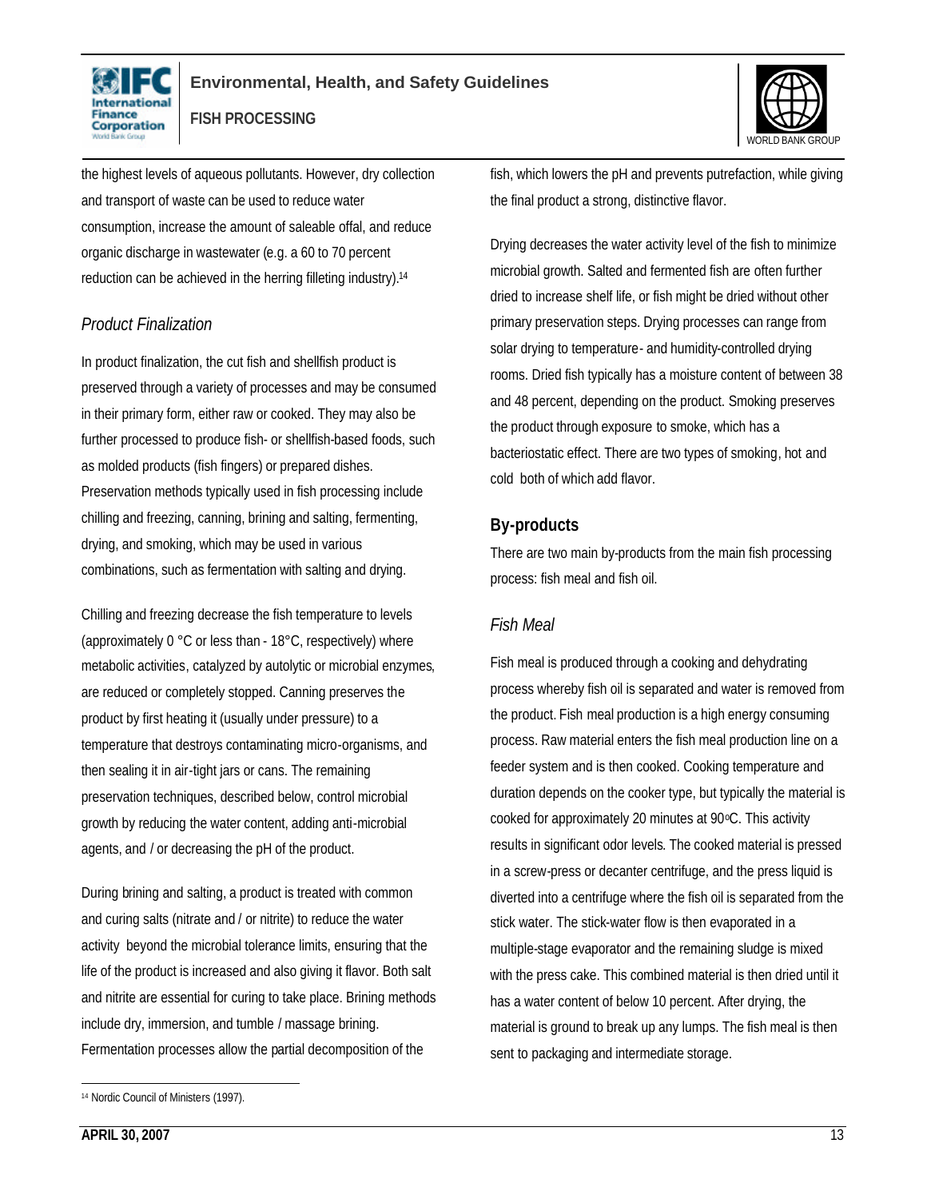the highest levels of aqueous pollutants. However, dry collection and transport of waste can be used to reduce water consumption, increase the amount of saleable offal, and reduce organic discharge in wastewater (e.g. a 60 to 70 percent reduction can be achieved in the herring filleting industry).[14]

### *Product Finalization*

In product finalization, the cut fish and shellfish product is preserved through a variety of processes and may be consumed in their primary form, either raw or cooked. They may also be further processed to produce fish- or shellfish-based foods, such as molded products (fish fingers) or prepared dishes. Preservation methods typically used in fish processing include chilling and freezing, canning, brining and salting, fermenting, drying, and smoking, which may be used in various combinations, such as fermentation with salting and drying.

Chilling and freezing decrease the fish temperature to levels (approximately 0 °C or less than - 18°C, respectively) where metabolic activities, catalyzed by autolytic or microbial enzymes, are reduced or completely stopped. Canning preserves the product by first heating it (usually under pressure) to a temperature that destroys contaminating micro-organisms, and then sealing it in air-tight jars or cans. The remaining preservation techniques, described below, control microbial growth by reducing the water content, adding anti-microbial agents, and / or decreasing the pH of the product.

During brining and salting, a product is treated with common and curing salts (nitrate and / or nitrite) to reduce the water activity beyond the microbial tolerance limits, ensuring that the life of the product is increased and also giving it flavor. Both salt and nitrite are essential for curing to take place. Brining methods include dry, immersion, and tumble / massage brining. Fermentation processes allow the partial decomposition of the fish, which lowers the pH and prevents putrefaction, while giving the final product a strong, distinctive flavor.

Drying decreases the water activity level of the fish to minimize microbial growth. Salted and fermented fish are often further dried to increase shelf life, or fish might be dried without other primary preservation steps. Drying processes can range from solar drying to temperature- and humidity-controlled drying rooms. Dried fish typically has a moisture content of between 38 and 48 percent, depending on the product. Smoking preserves the product through exposure to smoke, which has a bacteriostatic effect. There are two types of smoking, hot and cold both of which add flavor.

## By-products

There are two main by-products from the main fish processing process: fish meal and fish oil.

### *Fish Meal*

Fish meal is produced through a cooking and dehydrating process whereby fish oil is separated and water is removed from the product. Fish meal production is a high energy consuming process. Raw material enters the fish meal production line on a feeder system and is then cooked. Cooking temperature and duration depends on the cooker type, but typically the material is cooked for approximately 20 minutes at 90°C. This activity results in significant odor levels. The cooked material is pressed in a screw-press or decanter centrifuge, and the press liquid is diverted into a centrifuge where the fish oil is separated from the stick water. The stick-water flow is then evaporated in a multiple-stage evaporator and the remaining sludge is mixed with the press cake. This combined material is then dried until it has a water content of below 10 percent. After drying, the material is ground to break up any lumps. The fish meal is then sent to packaging and intermediate storage.

---

[14] Nordic Council of Ministers (1997).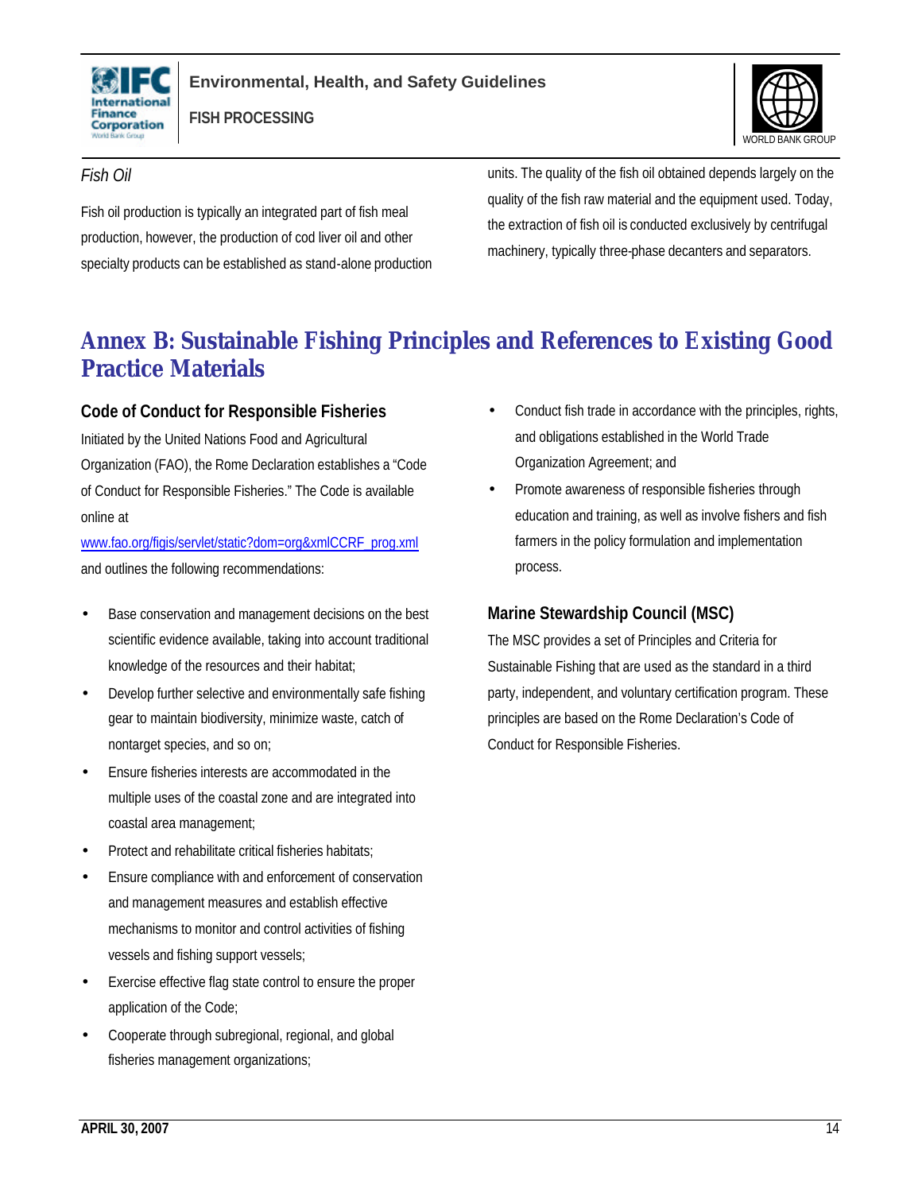*Fish Oil*

Fish oil production is typically an integrated part of fish meal production, however, the production of cod liver oil and other specialty products can be established as stand-alone production units. The quality of the fish oil obtained depends largely on the quality of the fish raw material and the equipment used. Today, the extraction of fish oil is conducted exclusively by centrifugal machinery, typically three-phase decanters and separators.

# Annex B: Sustainable Fishing Principles and References to Existing Good Practice Materials

### Code of Conduct for Responsible Fisheries

Initiated by the United Nations Food and Agricultural Organization (FAO), the Rome Declaration establishes a "Code of Conduct for Responsible Fisheries." The Code is available online at [www.fao.org/figis/servlet/static?dom=org&xmlCCRF_prog.xml](www.fao.org/figis/servlet/static?dom=org&xmlCCRF_prog.xml) and outlines the following recommendations:

- Base conservation and management decisions on the best scientific evidence available, taking into account traditional knowledge of the resources and their habitat;
- Develop further selective and environmentally safe fishing gear to maintain biodiversity, minimize waste, catch of nontarget species, and so on;
- Ensure fisheries interests are accommodated in the multiple uses of the coastal zone and are integrated into coastal area management;
- Protect and rehabilitate critical fisheries habitats;
- Ensure compliance with and enforcement of conservation and management measures and establish effective mechanisms to monitor and control activities of fishing vessels and fishing support vessels;
- Exercise effective flag state control to ensure the proper application of the Code;
- Cooperate through subregional, regional, and global fisheries management organizations;
- Conduct fish trade in accordance with the principles, rights, and obligations established in the World Trade Organization Agreement; and
- Promote awareness of responsible fisheries through education and training, as well as involve fishers and fish farmers in the policy formulation and implementation process.

### Marine Stewardship Council (MSC)

The MSC provides a set of Principles and Criteria for Sustainable Fishing that are used as the standard in a third party, independent, and voluntary certification program. These principles are based on the Rome Declaration's Code of Conduct for Responsible Fisheries.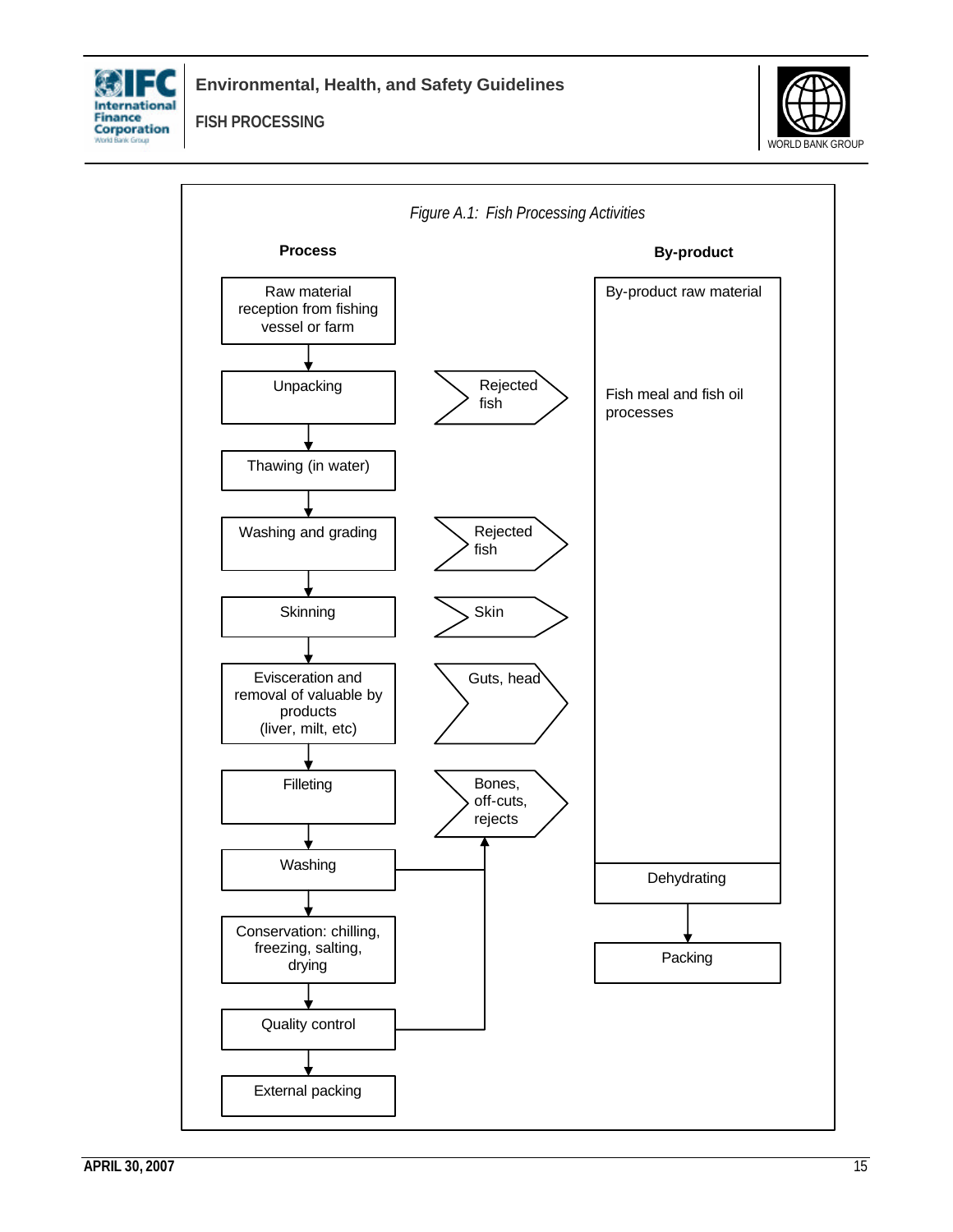*Figure A.1: Fish Processing Activities*

**Process**

Raw material reception from fishing vessel or farm

Unpacking

Thawing (in water)

Washing and grading

Skinning

Evisceration and removal of valuable by products (liver, milt, etc)

Filleting

Washing

Conservation: chilling, freezing, salting, drying

Quality control

External packing

Rejected fish

Rejected fish

Skin

Guts, head

Bones, off-cuts, rejects

**By-product**

By-product raw material

Fish meal and fish oil processes

Dehydrating

Packing